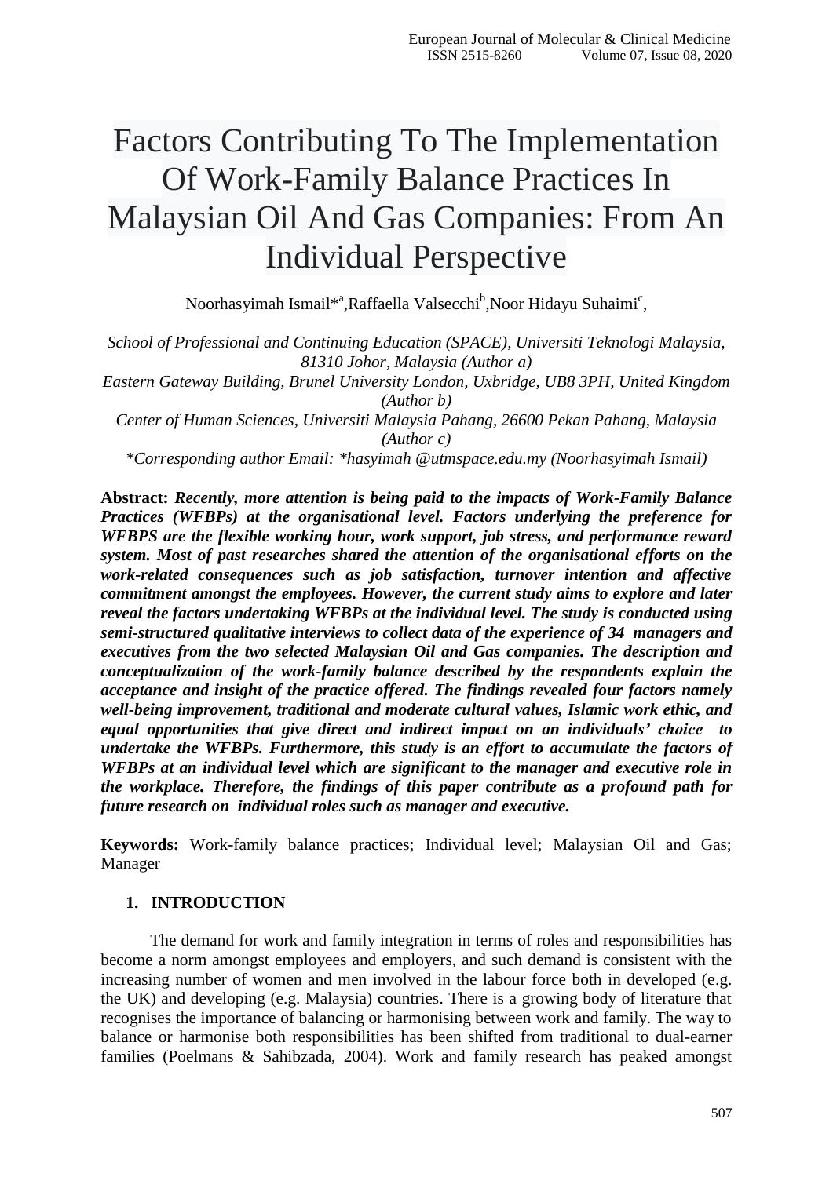# Factors Contributing To The Implementation Of Work-Family Balance Practices In Malaysian Oil And Gas Companies: From An Individual Perspective

Noorhasyimah Ismail*[a], Raffaella Valsecchi[b], Noor Hidayu Suhaimi[c],

*School of Professional and Continuing Education (SPACE), Universiti Teknologi Malaysia, 81310 Johor, Malaysia (Author a)*
*Eastern Gateway Building, Brunel University London, Uxbridge, UB8 3PH, United Kingdom (Author b)*
*Center of Human Sciences, Universiti Malaysia Pahang, 26600 Pekan Pahang, Malaysia (Author c)*
*\*Corresponding author Email: \*hasyimah @utmspace.edu.my (Noorhasyimah Ismail)*

**Abstract:** ***Recently, more attention is being paid to the impacts of Work-Family Balance Practices (WFBPs) at the organisational level. Factors underlying the preference for WFBPS are the flexible working hour, work support, job stress, and performance reward system. Most of past researches shared the attention of the organisational efforts on the work-related consequences such as job satisfaction, turnover intention and affective commitment amongst the employees. However, the current study aims to explore and later reveal the factors undertaking WFBPs at the individual level. The study is conducted using semi-structured qualitative interviews to collect data of the experience of 34 managers and executives from the two selected Malaysian Oil and Gas companies. The description and conceptualization of the work-family balance described by the respondents explain the acceptance and insight of the practice offered. The findings revealed four factors namely well-being improvement, traditional and moderate cultural values, Islamic work ethic, and equal opportunities that give direct and indirect impact on an individuals' choice to undertake the WFBPs. Furthermore, this study is an effort to accumulate the factors of WFBPs at an individual level which are significant to the manager and executive role in the workplace. Therefore, the findings of this paper contribute as a profound path for future research on individual roles such as manager and executive.***

**Keywords:** Work-family balance practices; Individual level; Malaysian Oil and Gas; Manager

## 1. INTRODUCTION

The demand for work and family integration in terms of roles and responsibilities has become a norm amongst employees and employers, and such demand is consistent with the increasing number of women and men involved in the labour force both in developed (e.g. the UK) and developing (e.g. Malaysia) countries. There is a growing body of literature that recognises the importance of balancing or harmonising between work and family. The way to balance or harmonise both responsibilities has been shifted from traditional to dual-earner families (Poelmans & Sahibzada, 2004). Work and family research has peaked amongst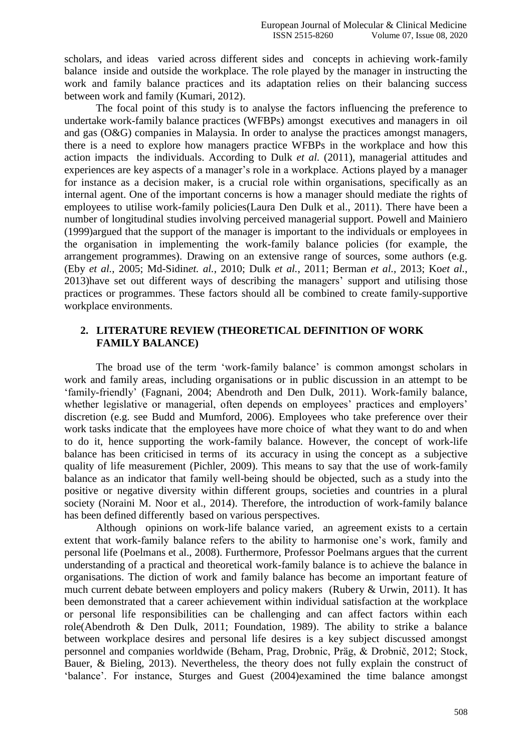scholars, and ideas varied across different sides and concepts in achieving work-family balance inside and outside the workplace. The role played by the manager in instructing the work and family balance practices and its adaptation relies on their balancing success between work and family (Kumari, 2012).

The focal point of this study is to analyse the factors influencing the preference to undertake work-family balance practices (WFBPs) amongst executives and managers in oil and gas (O&G) companies in Malaysia. In order to analyse the practices amongst managers, there is a need to explore how managers practice WFBPs in the workplace and how this action impacts the individuals. According to Dulk *et al.* (2011), managerial attitudes and experiences are key aspects of a manager's role in a workplace. Actions played by a manager for instance as a decision maker, is a crucial role within organisations, specifically as an internal agent. One of the important concerns is how a manager should mediate the rights of employees to utilise work-family policies(Laura Den Dulk et al., 2011). There have been a number of longitudinal studies involving perceived managerial support. Powell and Mainiero (1999)argued that the support of the manager is important to the individuals or employees in the organisation in implementing the work-family balance policies (for example, the arrangement programmes). Drawing on an extensive range of sources, some authors (e.g. (Eby *et al.*, 2005; Md-Sidin*et. al.*, 2010; Dulk *et al.*, 2011; Berman *et al.*, 2013; Ko*et al.*, 2013)have set out different ways of describing the managers' support and utilising those practices or programmes. These factors should all be combined to create family-supportive workplace environments.

## 2. LITERATURE REVIEW (THEORETICAL DEFINITION OF WORK FAMILY BALANCE)

The broad use of the term 'work-family balance' is common amongst scholars in work and family areas, including organisations or in public discussion in an attempt to be 'family-friendly' (Fagnani, 2004; Abendroth and Den Dulk, 2011). Work-family balance, whether legislative or managerial, often depends on employees' practices and employers' discretion (e.g. see Budd and Mumford, 2006). Employees who take preference over their work tasks indicate that the employees have more choice of what they want to do and when to do it, hence supporting the work-family balance. However, the concept of work-life balance has been criticised in terms of its accuracy in using the concept as a subjective quality of life measurement (Pichler, 2009). This means to say that the use of work-family balance as an indicator that family well-being should be objected, such as a study into the positive or negative diversity within different groups, societies and countries in a plural society (Noraini M. Noor et al., 2014). Therefore, the introduction of work-family balance has been defined differently based on various perspectives.

Although opinions on work-life balance varied, an agreement exists to a certain extent that work-family balance refers to the ability to harmonise one's work, family and personal life (Poelmans et al., 2008). Furthermore, Professor Poelmans argues that the current understanding of a practical and theoretical work-family balance is to achieve the balance in organisations. The diction of work and family balance has become an important feature of much current debate between employers and policy makers (Rubery & Urwin, 2011). It has been demonstrated that a career achievement within individual satisfaction at the workplace or personal life responsibilities can be challenging and can affect factors within each role(Abendroth & Den Dulk, 2011; Foundation, 1989). The ability to strike a balance between workplace desires and personal life desires is a key subject discussed amongst personnel and companies worldwide (Beham, Prag, Drobnic, Präg, & Drobnič, 2012; Stock, Bauer, & Bieling, 2013). Nevertheless, the theory does not fully explain the construct of 'balance'. For instance, Sturges and Guest (2004)examined the time balance amongst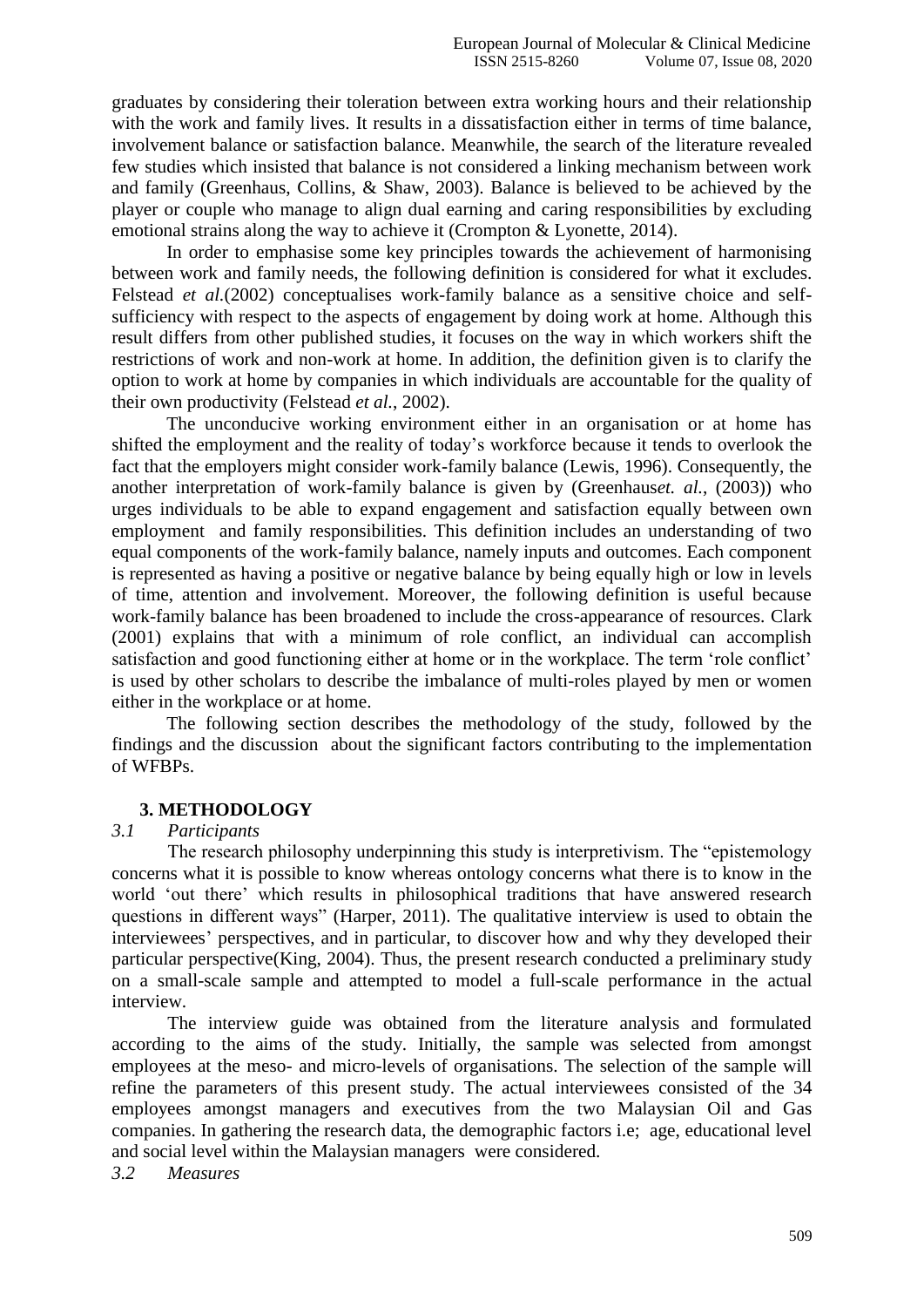graduates by considering their toleration between extra working hours and their relationship with the work and family lives. It results in a dissatisfaction either in terms of time balance, involvement balance or satisfaction balance. Meanwhile, the search of the literature revealed few studies which insisted that balance is not considered a linking mechanism between work and family (Greenhaus, Collins, & Shaw, 2003). Balance is believed to be achieved by the player or couple who manage to align dual earning and caring responsibilities by excluding emotional strains along the way to achieve it (Crompton & Lyonette, 2014).

In order to emphasise some key principles towards the achievement of harmonising between work and family needs, the following definition is considered for what it excludes. Felstead *et al.*(2002) conceptualises work-family balance as a sensitive choice and self-sufficiency with respect to the aspects of engagement by doing work at home. Although this result differs from other published studies, it focuses on the way in which workers shift the restrictions of work and non-work at home. In addition, the definition given is to clarify the option to work at home by companies in which individuals are accountable for the quality of their own productivity (Felstead *et al.*, 2002).

The unconducive working environment either in an organisation or at home has shifted the employment and the reality of today's workforce because it tends to overlook the fact that the employers might consider work-family balance (Lewis, 1996). Consequently, the another interpretation of work-family balance is given by (Greenhaus*et. al.*, (2003)) who urges individuals to be able to expand engagement and satisfaction equally between own employment and family responsibilities. This definition includes an understanding of two equal components of the work-family balance, namely inputs and outcomes. Each component is represented as having a positive or negative balance by being equally high or low in levels of time, attention and involvement. Moreover, the following definition is useful because work-family balance has been broadened to include the cross-appearance of resources. Clark (2001) explains that with a minimum of role conflict, an individual can accomplish satisfaction and good functioning either at home or in the workplace. The term 'role conflict' is used by other scholars to describe the imbalance of multi-roles played by men or women either in the workplace or at home.

The following section describes the methodology of the study, followed by the findings and the discussion about the significant factors contributing to the implementation of WFBPs.

## 3. METHODOLOGY

### *3.1 Participants*

The research philosophy underpinning this study is interpretivism. The "epistemology concerns what it is possible to know whereas ontology concerns what there is to know in the world 'out there' which results in philosophical traditions that have answered research questions in different ways" (Harper, 2011). The qualitative interview is used to obtain the interviewees' perspectives, and in particular, to discover how and why they developed their particular perspective(King, 2004). Thus, the present research conducted a preliminary study on a small-scale sample and attempted to model a full-scale performance in the actual interview.

The interview guide was obtained from the literature analysis and formulated according to the aims of the study. Initially, the sample was selected from amongst employees at the meso- and micro-levels of organisations. The selection of the sample will refine the parameters of this present study. The actual interviewees consisted of the 34 employees amongst managers and executives from the two Malaysian Oil and Gas companies. In gathering the research data, the demographic factors i.e; age, educational level and social level within the Malaysian managers were considered.

### *3.2 Measures*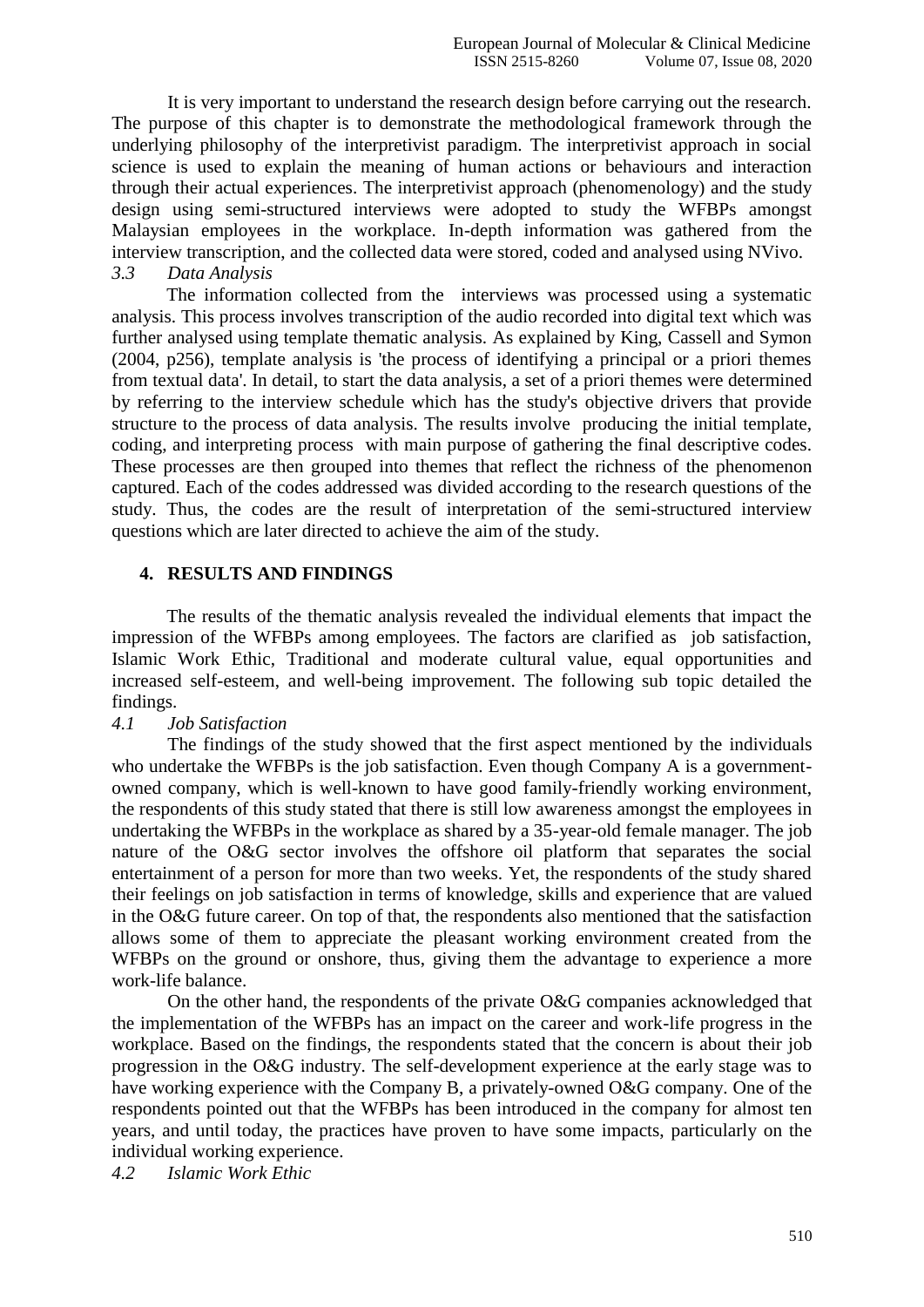It is very important to understand the research design before carrying out the research. The purpose of this chapter is to demonstrate the methodological framework through the underlying philosophy of the interpretivist paradigm. The interpretivist approach in social science is used to explain the meaning of human actions or behaviours and interaction through their actual experiences. The interpretivist approach (phenomenology) and the study design using semi-structured interviews were adopted to study the WFBPs amongst Malaysian employees in the workplace. In-depth information was gathered from the interview transcription, and the collected data were stored, coded and analysed using NVivo.

### *3.3 Data Analysis*

The information collected from the interviews was processed using a systematic analysis. This process involves transcription of the audio recorded into digital text which was further analysed using template thematic analysis. As explained by King, Cassell and Symon (2004, p256), template analysis is 'the process of identifying a principal or a priori themes from textual data'. In detail, to start the data analysis, a set of a priori themes were determined by referring to the interview schedule which has the study's objective drivers that provide structure to the process of data analysis. The results involve producing the initial template, coding, and interpreting process with main purpose of gathering the final descriptive codes. These processes are then grouped into themes that reflect the richness of the phenomenon captured. Each of the codes addressed was divided according to the research questions of the study. Thus, the codes are the result of interpretation of the semi-structured interview questions which are later directed to achieve the aim of the study.

## 4. RESULTS AND FINDINGS

The results of the thematic analysis revealed the individual elements that impact the impression of the WFBPs among employees. The factors are clarified as job satisfaction, Islamic Work Ethic, Traditional and moderate cultural value, equal opportunities and increased self-esteem, and well-being improvement. The following sub topic detailed the findings.

### *4.1 Job Satisfaction*

The findings of the study showed that the first aspect mentioned by the individuals who undertake the WFBPs is the job satisfaction. Even though Company A is a government-owned company, which is well-known to have good family-friendly working environment, the respondents of this study stated that there is still low awareness amongst the employees in undertaking the WFBPs in the workplace as shared by a 35-year-old female manager. The job nature of the O&G sector involves the offshore oil platform that separates the social entertainment of a person for more than two weeks. Yet, the respondents of the study shared their feelings on job satisfaction in terms of knowledge, skills and experience that are valued in the O&G future career. On top of that, the respondents also mentioned that the satisfaction allows some of them to appreciate the pleasant working environment created from the WFBPs on the ground or onshore, thus, giving them the advantage to experience a more work-life balance.

On the other hand, the respondents of the private O&G companies acknowledged that the implementation of the WFBPs has an impact on the career and work-life progress in the workplace. Based on the findings, the respondents stated that the concern is about their job progression in the O&G industry. The self-development experience at the early stage was to have working experience with the Company B, a privately-owned O&G company. One of the respondents pointed out that the WFBPs has been introduced in the company for almost ten years, and until today, the practices have proven to have some impacts, particularly on the individual working experience.

### *4.2 Islamic Work Ethic*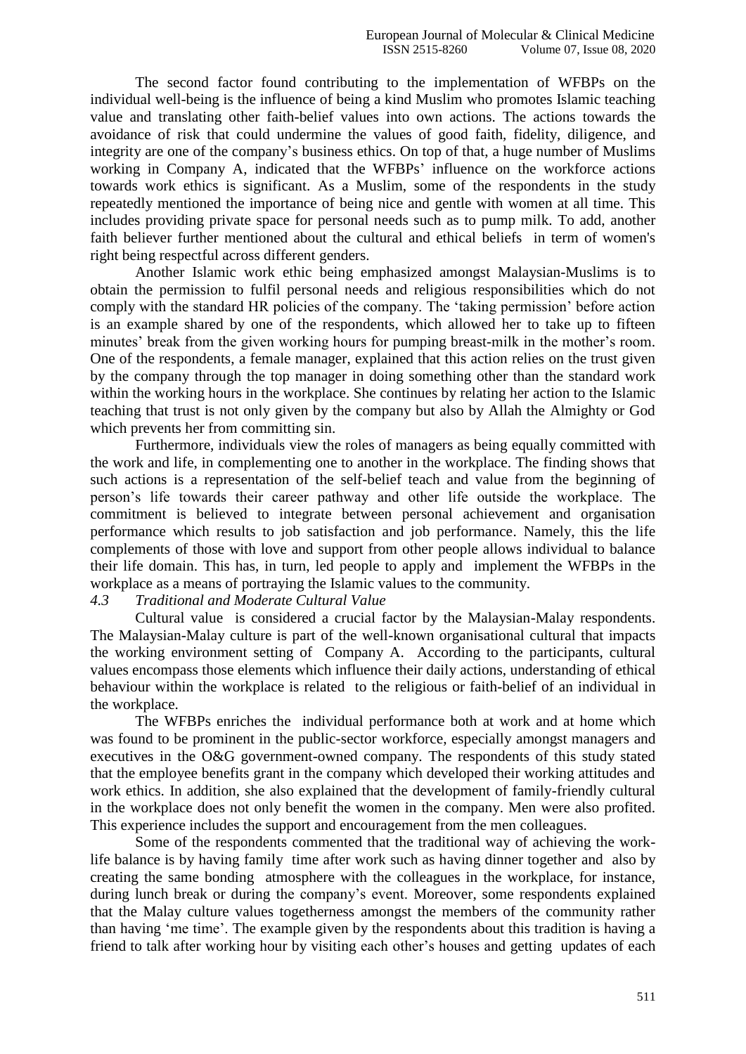The second factor found contributing to the implementation of WFBPs on the individual well-being is the influence of being a kind Muslim who promotes Islamic teaching value and translating other faith-belief values into own actions. The actions towards the avoidance of risk that could undermine the values of good faith, fidelity, diligence, and integrity are one of the company's business ethics. On top of that, a huge number of Muslims working in Company A, indicated that the WFBPs' influence on the workforce actions towards work ethics is significant. As a Muslim, some of the respondents in the study repeatedly mentioned the importance of being nice and gentle with women at all time. This includes providing private space for personal needs such as to pump milk. To add, another faith believer further mentioned about the cultural and ethical beliefs in term of women's right being respectful across different genders.

Another Islamic work ethic being emphasized amongst Malaysian-Muslims is to obtain the permission to fulfil personal needs and religious responsibilities which do not comply with the standard HR policies of the company. The 'taking permission' before action is an example shared by one of the respondents, which allowed her to take up to fifteen minutes' break from the given working hours for pumping breast-milk in the mother's room. One of the respondents, a female manager, explained that this action relies on the trust given by the company through the top manager in doing something other than the standard work within the working hours in the workplace. She continues by relating her action to the Islamic teaching that trust is not only given by the company but also by Allah the Almighty or God which prevents her from committing sin.

Furthermore, individuals view the roles of managers as being equally committed with the work and life, in complementing one to another in the workplace. The finding shows that such actions is a representation of the self-belief teach and value from the beginning of person's life towards their career pathway and other life outside the workplace. The commitment is believed to integrate between personal achievement and organisation performance which results to job satisfaction and job performance. Namely, this the life complements of those with love and support from other people allows individual to balance their life domain. This has, in turn, led people to apply and implement the WFBPs in the workplace as a means of portraying the Islamic values to the community.

### *4.3 Traditional and Moderate Cultural Value*

Cultural value is considered a crucial factor by the Malaysian-Malay respondents. The Malaysian-Malay culture is part of the well-known organisational cultural that impacts the working environment setting of Company A. According to the participants, cultural values encompass those elements which influence their daily actions, understanding of ethical behaviour within the workplace is related to the religious or faith-belief of an individual in the workplace.

The WFBPs enriches the individual performance both at work and at home which was found to be prominent in the public-sector workforce, especially amongst managers and executives in the O&G government-owned company. The respondents of this study stated that the employee benefits grant in the company which developed their working attitudes and work ethics. In addition, she also explained that the development of family-friendly cultural in the workplace does not only benefit the women in the company. Men were also profited. This experience includes the support and encouragement from the men colleagues.

Some of the respondents commented that the traditional way of achieving the work-life balance is by having family time after work such as having dinner together and also by creating the same bonding atmosphere with the colleagues in the workplace, for instance, during lunch break or during the company's event. Moreover, some respondents explained that the Malay culture values togetherness amongst the members of the community rather than having 'me time'. The example given by the respondents about this tradition is having a friend to talk after working hour by visiting each other's houses and getting updates of each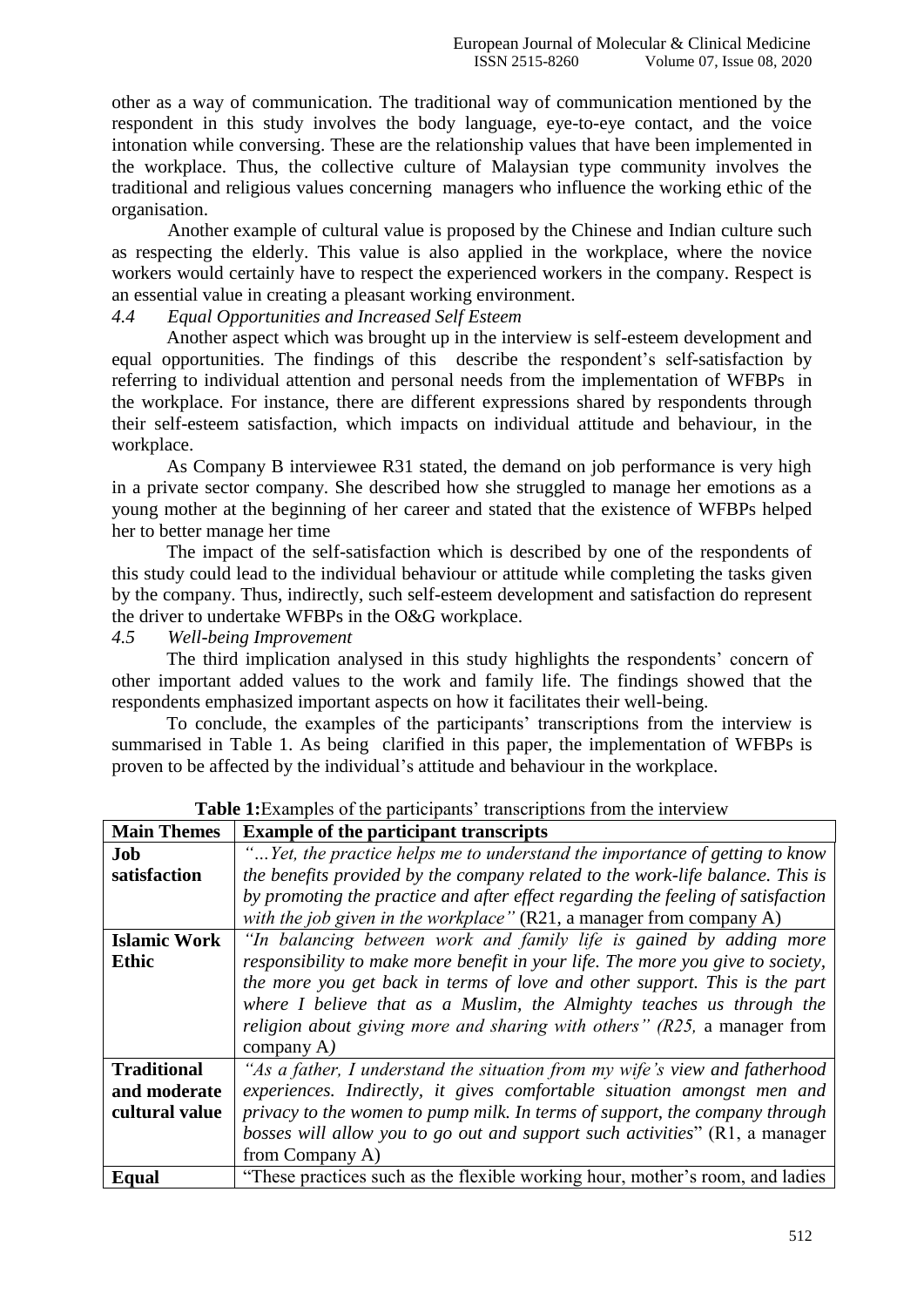other as a way of communication. The traditional way of communication mentioned by the respondent in this study involves the body language, eye-to-eye contact, and the voice intonation while conversing. These are the relationship values that have been implemented in the workplace. Thus, the collective culture of Malaysian type community involves the traditional and religious values concerning managers who influence the working ethic of the organisation.

Another example of cultural value is proposed by the Chinese and Indian culture such as respecting the elderly. This value is also applied in the workplace, where the novice workers would certainly have to respect the experienced workers in the company. Respect is an essential value in creating a pleasant working environment.

### *4.4 Equal Opportunities and Increased Self Esteem*

Another aspect which was brought up in the interview is self-esteem development and equal opportunities. The findings of this describe the respondent's self-satisfaction by referring to individual attention and personal needs from the implementation of WFBPs in the workplace. For instance, there are different expressions shared by respondents through their self-esteem satisfaction, which impacts on individual attitude and behaviour, in the workplace.

As Company B interviewee R31 stated, the demand on job performance is very high in a private sector company. She described how she struggled to manage her emotions as a young mother at the beginning of her career and stated that the existence of WFBPs helped her to better manage her time

The impact of the self-satisfaction which is described by one of the respondents of this study could lead to the individual behaviour or attitude while completing the tasks given by the company. Thus, indirectly, such self-esteem development and satisfaction do represent the driver to undertake WFBPs in the O&G workplace.

### *4.5 Well-being Improvement*

The third implication analysed in this study highlights the respondents' concern of other important added values to the work and family life. The findings showed that the respondents emphasized important aspects on how it facilitates their well-being.

To conclude, the examples of the participants' transcriptions from the interview is summarised in Table 1. As being clarified in this paper, the implementation of WFBPs is proven to be affected by the individual's attitude and behaviour in the workplace.

**Table 1:**Examples of the participants' transcriptions from the interview

| Main Themes | Example of the participant transcripts |
|---|---|
| **Job satisfaction** | *"…Yet, the practice helps me to understand the importance of getting to know the benefits provided by the company related to the work-life balance. This is by promoting the practice and after effect regarding the feeling of satisfaction with the job given in the workplace"* (R21, a manager from company A) |
| **Islamic Work Ethic** | *"In balancing between work and family life is gained by adding more responsibility to make more benefit in your life. The more you give to society, the more you get back in terms of love and other support. This is the part where I believe that as a Muslim, the Almighty teaches us through the religion about giving more and sharing with others" (R25,* a manager from company A*)* |
| **Traditional and moderate cultural value** | *"As a father, I understand the situation from my wife's view and fatherhood experiences. Indirectly, it gives comfortable situation amongst men and privacy to the women to pump milk. In terms of support, the company through bosses will allow you to go out and support such activities*" (R1, a manager from Company A) |
| **Equal** | "These practices such as the flexible working hour, mother's room, and ladies |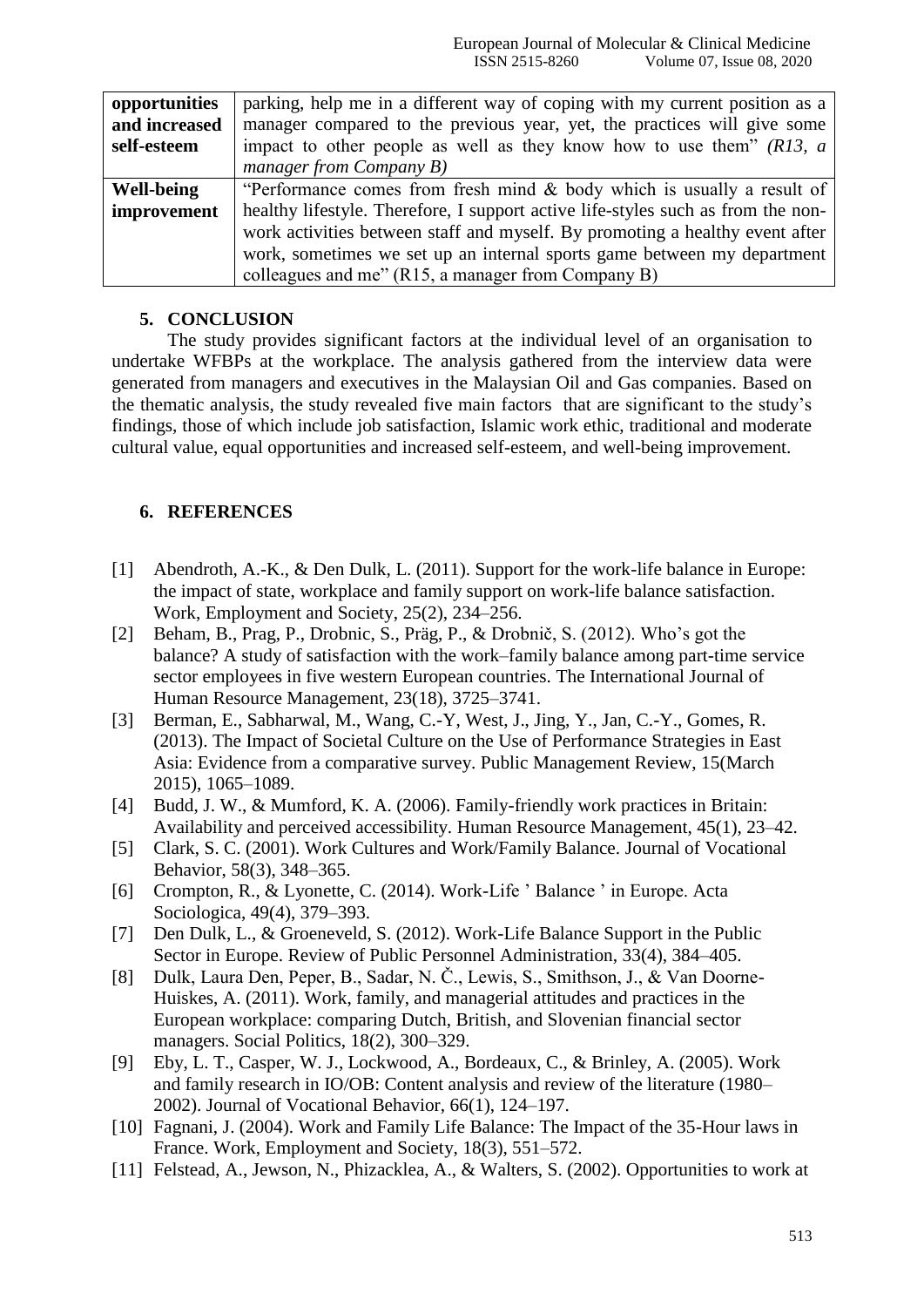| | |
|---|---|
| **opportunities and increased self-esteem** | parking, help me in a different way of coping with my current position as a manager compared to the previous year, yet, the practices will give some impact to other people as well as they know how to use them" *(R13, a manager from Company B)* |
| **Well-being improvement** | "Performance comes from fresh mind & body which is usually a result of healthy lifestyle. Therefore, I support active life-styles such as from the non-work activities between staff and myself. By promoting a healthy event after work, sometimes we set up an internal sports game between my department colleagues and me" (R15, a manager from Company B) |

## 5. CONCLUSION

The study provides significant factors at the individual level of an organisation to undertake WFBPs at the workplace. The analysis gathered from the interview data were generated from managers and executives in the Malaysian Oil and Gas companies. Based on the thematic analysis, the study revealed five main factors that are significant to the study's findings, those of which include job satisfaction, Islamic work ethic, traditional and moderate cultural value, equal opportunities and increased self-esteem, and well-being improvement.

## 6. REFERENCES

[1] Abendroth, A.-K., & Den Dulk, L. (2011). Support for the work-life balance in Europe: the impact of state, workplace and family support on work-life balance satisfaction. Work, Employment and Society, 25(2), 234–256.

[2] Beham, B., Prag, P., Drobnic, S., Präg, P., & Drobnič, S. (2012). Who's got the balance? A study of satisfaction with the work–family balance among part-time service sector employees in five western European countries. The International Journal of Human Resource Management, 23(18), 3725–3741.

[3] Berman, E., Sabharwal, M., Wang, C.-Y, West, J., Jing, Y., Jan, C.-Y., Gomes, R. (2013). The Impact of Societal Culture on the Use of Performance Strategies in East Asia: Evidence from a comparative survey. Public Management Review, 15(March 2015), 1065–1089.

[4] Budd, J. W., & Mumford, K. A. (2006). Family-friendly work practices in Britain: Availability and perceived accessibility. Human Resource Management, 45(1), 23–42.

[5] Clark, S. C. (2001). Work Cultures and Work/Family Balance. Journal of Vocational Behavior, 58(3), 348–365.

[6] Crompton, R., & Lyonette, C. (2014). Work-Life ' Balance ' in Europe. Acta Sociologica, 49(4), 379–393.

[7] Den Dulk, L., & Groeneveld, S. (2012). Work-Life Balance Support in the Public Sector in Europe. Review of Public Personnel Administration, 33(4), 384–405.

[8] Dulk, Laura Den, Peper, B., Sadar, N. Č., Lewis, S., Smithson, J., & Van Doorne-Huiskes, A. (2011). Work, family, and managerial attitudes and practices in the European workplace: comparing Dutch, British, and Slovenian financial sector managers. Social Politics, 18(2), 300–329.

[9] Eby, L. T., Casper, W. J., Lockwood, A., Bordeaux, C., & Brinley, A. (2005). Work and family research in IO/OB: Content analysis and review of the literature (1980–2002). Journal of Vocational Behavior, 66(1), 124–197.

[10] Fagnani, J. (2004). Work and Family Life Balance: The Impact of the 35-Hour laws in France. Work, Employment and Society, 18(3), 551–572.

[11] Felstead, A., Jewson, N., Phizacklea, A., & Walters, S. (2002). Opportunities to work at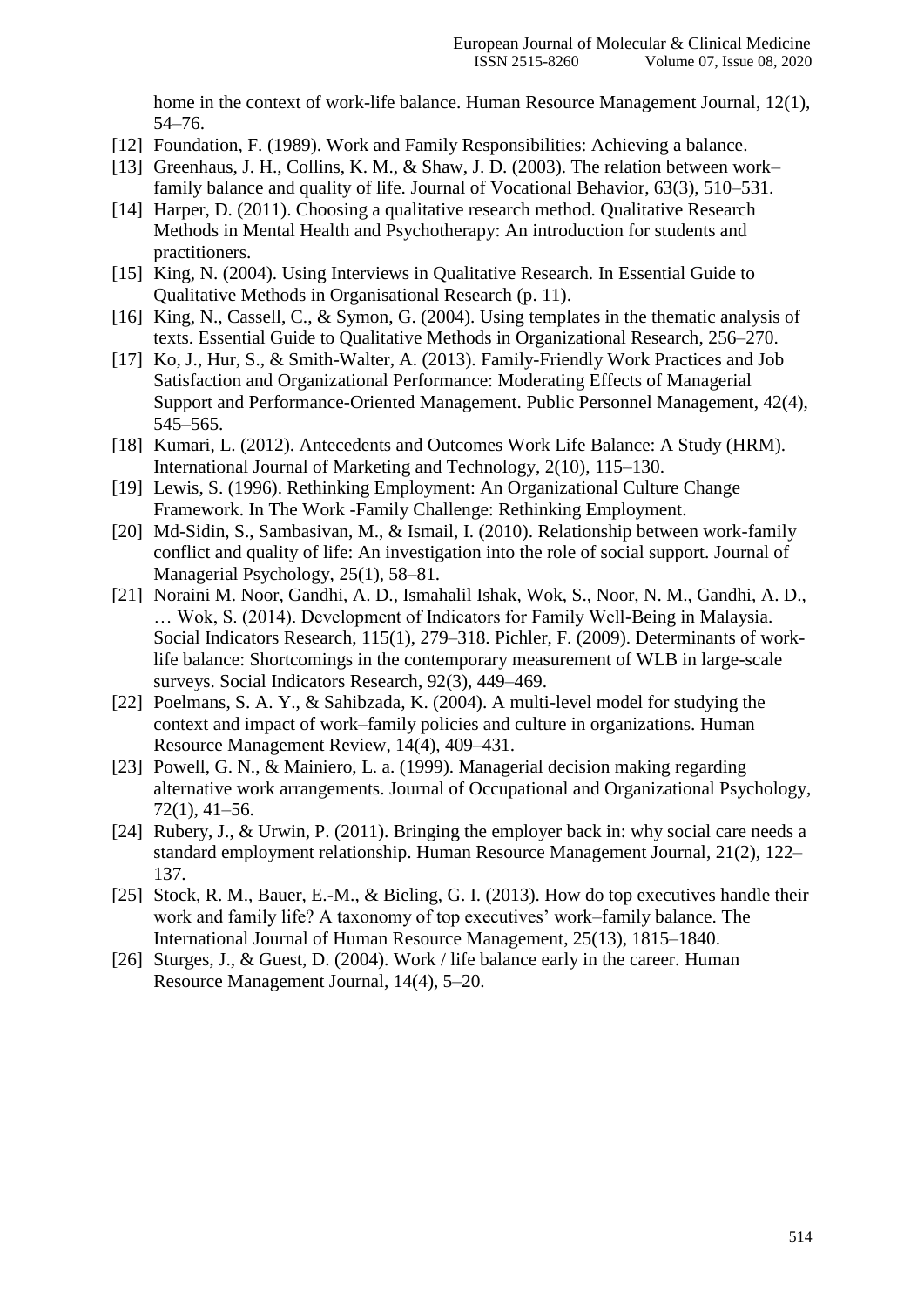home in the context of work-life balance. Human Resource Management Journal, 12(1), 54–76.

[12] Foundation, F. (1989). Work and Family Responsibilities: Achieving a balance.

[13] Greenhaus, J. H., Collins, K. M., & Shaw, J. D. (2003). The relation between work–family balance and quality of life. Journal of Vocational Behavior, 63(3), 510–531.

[14] Harper, D. (2011). Choosing a qualitative research method. Qualitative Research Methods in Mental Health and Psychotherapy: An introduction for students and practitioners.

[15] King, N. (2004). Using Interviews in Qualitative Research. In Essential Guide to Qualitative Methods in Organisational Research (p. 11).

[16] King, N., Cassell, C., & Symon, G. (2004). Using templates in the thematic analysis of texts. Essential Guide to Qualitative Methods in Organizational Research, 256–270.

[17] Ko, J., Hur, S., & Smith-Walter, A. (2013). Family-Friendly Work Practices and Job Satisfaction and Organizational Performance: Moderating Effects of Managerial Support and Performance-Oriented Management. Public Personnel Management, 42(4), 545–565.

[18] Kumari, L. (2012). Antecedents and Outcomes Work Life Balance: A Study (HRM). International Journal of Marketing and Technology, 2(10), 115–130.

[19] Lewis, S. (1996). Rethinking Employment: An Organizational Culture Change Framework. In The Work -Family Challenge: Rethinking Employment.

[20] Md-Sidin, S., Sambasivan, M., & Ismail, I. (2010). Relationship between work-family conflict and quality of life: An investigation into the role of social support. Journal of Managerial Psychology, 25(1), 58–81.

[21] Noraini M. Noor, Gandhi, A. D., Ismahalil Ishak, Wok, S., Noor, N. M., Gandhi, A. D., … Wok, S. (2014). Development of Indicators for Family Well-Being in Malaysia. Social Indicators Research, 115(1), 279–318. Pichler, F. (2009). Determinants of work-life balance: Shortcomings in the contemporary measurement of WLB in large-scale surveys. Social Indicators Research, 92(3), 449–469.

[22] Poelmans, S. A. Y., & Sahibzada, K. (2004). A multi-level model for studying the context and impact of work–family policies and culture in organizations. Human Resource Management Review, 14(4), 409–431.

[23] Powell, G. N., & Mainiero, L. a. (1999). Managerial decision making regarding alternative work arrangements. Journal of Occupational and Organizational Psychology, 72(1), 41–56.

[24] Rubery, J., & Urwin, P. (2011). Bringing the employer back in: why social care needs a standard employment relationship. Human Resource Management Journal, 21(2), 122–137.

[25] Stock, R. M., Bauer, E.-M., & Bieling, G. I. (2013). How do top executives handle their work and family life? A taxonomy of top executives' work–family balance. The International Journal of Human Resource Management, 25(13), 1815–1840.

[26] Sturges, J., & Guest, D. (2004). Work / life balance early in the career. Human Resource Management Journal, 14(4), 5–20.